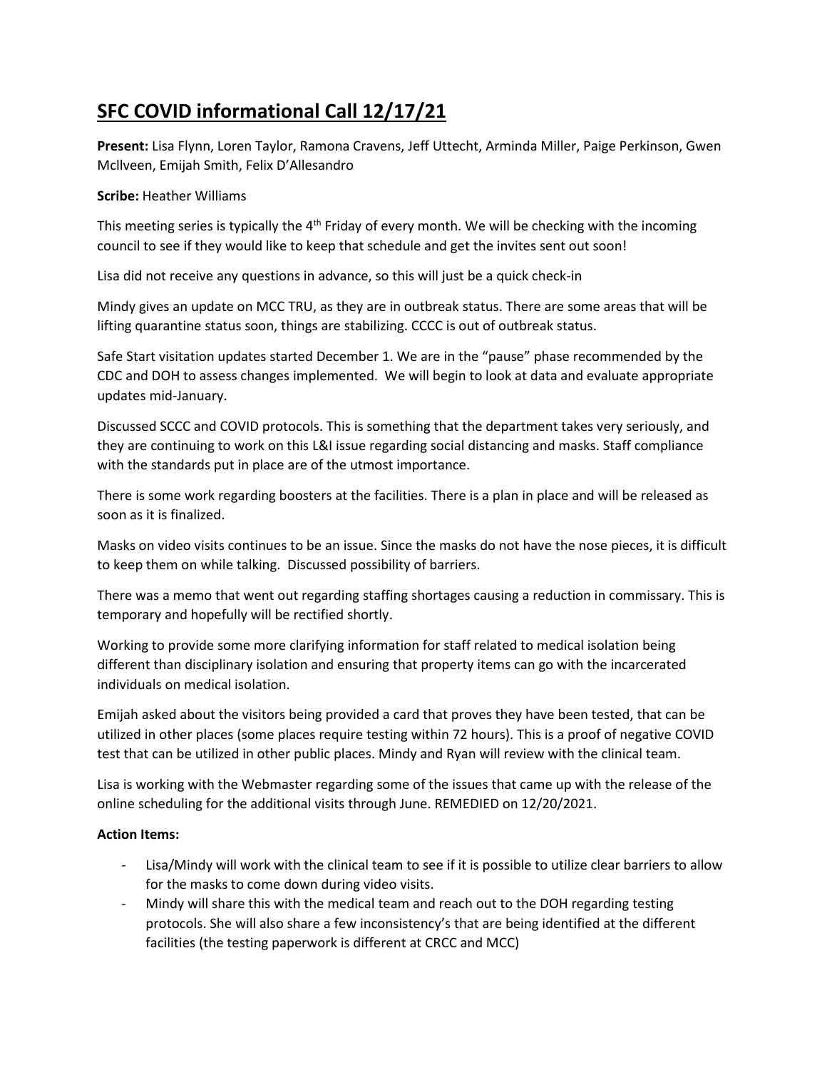# SFC COVID informational Call 12/17/21

**Present:** Lisa Flynn, Loren Taylor, Ramona Cravens, Jeff Uttecht, Arminda Miller, Paige Perkinson, Gwen McIlveen, Emijah Smith, Felix D'Allesandro

**Scribe:** Heather Williams

This meeting series is typically the 4th Friday of every month. We will be checking with the incoming council to see if they would like to keep that schedule and get the invites sent out soon!

Lisa did not receive any questions in advance, so this will just be a quick check-in

Mindy gives an update on MCC TRU, as they are in outbreak status. There are some areas that will be lifting quarantine status soon, things are stabilizing. CCCC is out of outbreak status.

Safe Start visitation updates started December 1. We are in the "pause" phase recommended by the CDC and DOH to assess changes implemented. We will begin to look at data and evaluate appropriate updates mid-January.

Discussed SCCC and COVID protocols. This is something that the department takes very seriously, and they are continuing to work on this L&I issue regarding social distancing and masks. Staff compliance with the standards put in place are of the utmost importance.

There is some work regarding boosters at the facilities. There is a plan in place and will be released as soon as it is finalized.

Masks on video visits continues to be an issue. Since the masks do not have the nose pieces, it is difficult to keep them on while talking. Discussed possibility of barriers.

There was a memo that went out regarding staffing shortages causing a reduction in commissary. This is temporary and hopefully will be rectified shortly.

Working to provide some more clarifying information for staff related to medical isolation being different than disciplinary isolation and ensuring that property items can go with the incarcerated individuals on medical isolation.

Emijah asked about the visitors being provided a card that proves they have been tested, that can be utilized in other places (some places require testing within 72 hours). This is a proof of negative COVID test that can be utilized in other public places. Mindy and Ryan will review with the clinical team.

Lisa is working with the Webmaster regarding some of the issues that came up with the release of the online scheduling for the additional visits through June. REMEDIED on 12/20/2021.

**Action Items:**

- Lisa/Mindy will work with the clinical team to see if it is possible to utilize clear barriers to allow for the masks to come down during video visits.
- Mindy will share this with the medical team and reach out to the DOH regarding testing protocols. She will also share a few inconsistency's that are being identified at the different facilities (the testing paperwork is different at CRCC and MCC)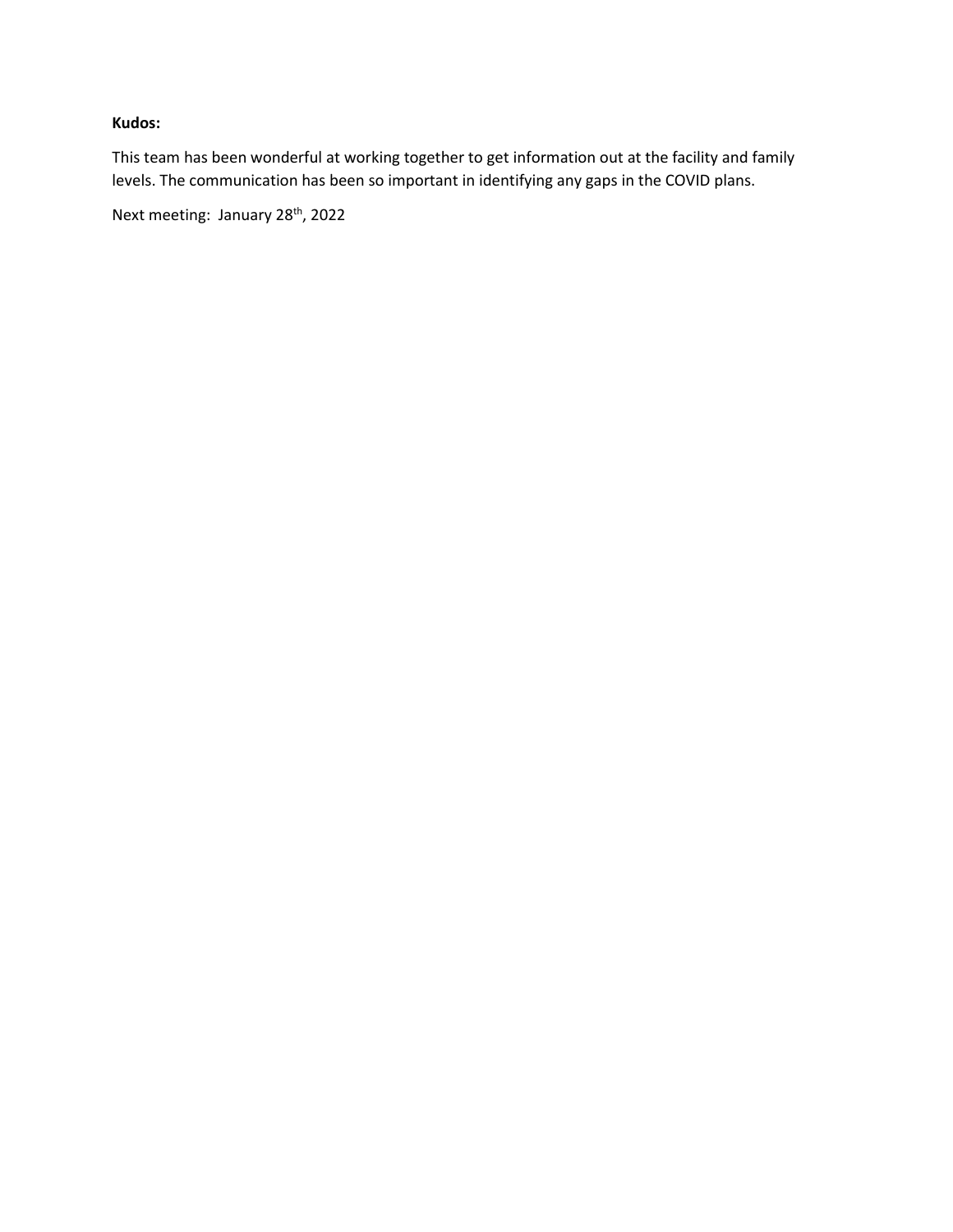**Kudos:**

This team has been wonderful at working together to get information out at the facility and family levels. The communication has been so important in identifying any gaps in the COVID plans.

Next meeting: January 28th, 2022